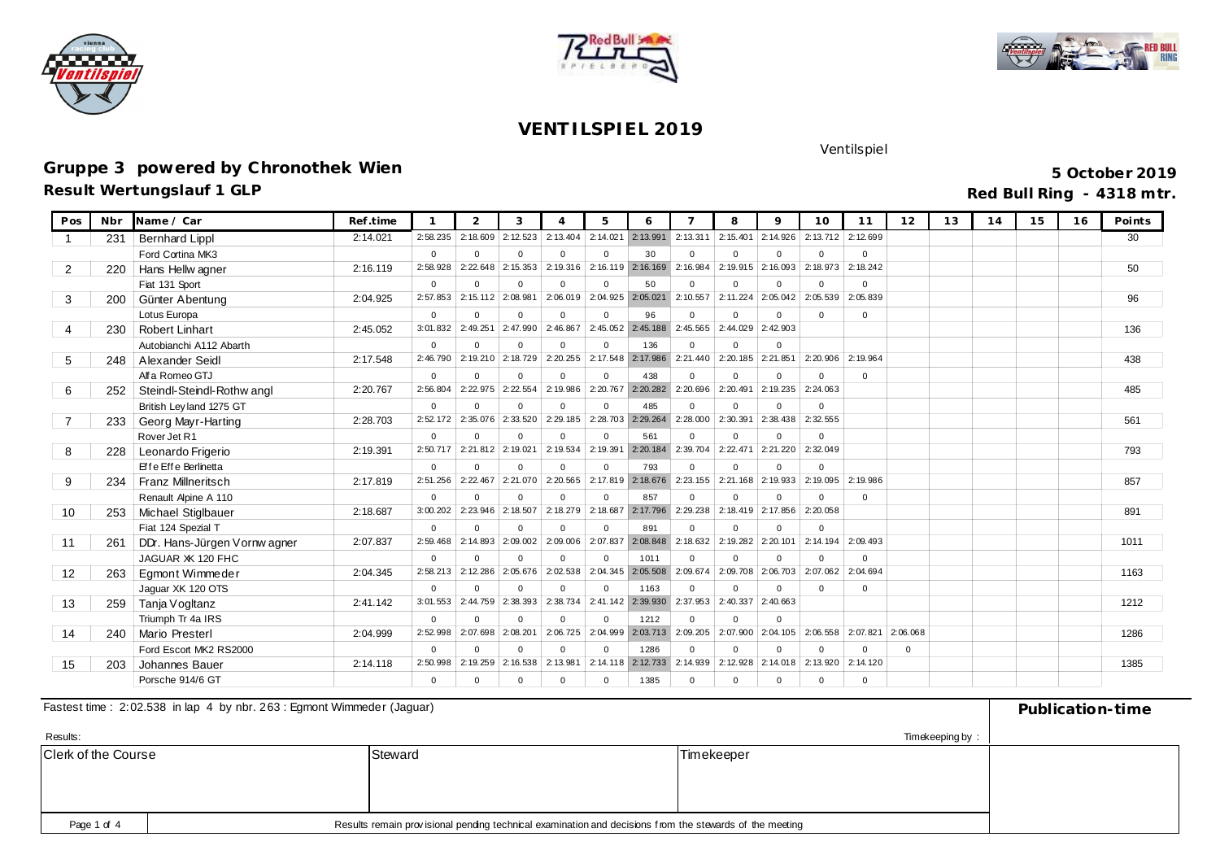# VENTILSPIEL 2019

Ventilspiel

## Gruppe 3 powered by Chronothek Wien

**5 October 2019**

### Result Wertungslauf 1 GLP

**Red Bull Ring - 4318 mtr.**

| Pos | Nbr | Name / Car | Ref.time | 1 | 2 | 3 | 4 | 5 | 6 | 7 | 8 | 9 | 10 | 11 | 12 | 13 | 14 | 15 | 16 | Points |
|---|---|---|---|---|---|---|---|---|---|---|---|---|---|---|---|---|---|---|---|---|
| 1 | 231 | Bernhard Lippl | 2:14.021 | 2:58.235 | 2:18.609 | 2:12.523 | 2:13.404 | 2:14.021 | 2:13.991 | 2:13.311 | 2:15.401 | 2:14.926 | 2:13.712 | 2:12.699 | | | | | | 30 |
| | | Ford Cortina MK3 | | 0 | 0 | 0 | 0 | 0 | 30 | 0 | 0 | 0 | 0 | 0 | | | | | | |
| 2 | 220 | Hans Hellwagner | 2:16.119 | 2:58.928 | 2:22.648 | 2:15.353 | 2:19.316 | 2:16.119 | 2:16.169 | 2:16.984 | 2:19.915 | 2:16.093 | 2:18.973 | 2:18.242 | | | | | | 50 |
| | | Fiat 131 Sport | | 0 | 0 | 0 | 0 | 0 | 50 | 0 | 0 | 0 | 0 | 0 | | | | | | |
| 3 | 200 | Günter Abentung | 2:04.925 | 2:57.853 | 2:15.112 | 2:08.981 | 2:06.019 | 2:04.925 | 2:05.021 | 2:10.557 | 2:11.224 | 2:05.042 | 2:05.539 | 2:05.839 | | | | | | 96 |
| | | Lotus Europa | | 0 | 0 | 0 | 0 | 0 | 96 | 0 | 0 | 0 | 0 | 0 | | | | | | |
| 4 | 230 | Robert Linhart | 2:45.052 | 3:01.832 | 2:49.251 | 2:47.990 | 2:46.867 | 2:45.052 | 2:45.188 | 2:45.565 | 2:44.029 | 2:42.903 | | | | | | | | 136 |
| | | Autobianchi A112 Abarth | | 0 | 0 | 0 | 0 | 0 | 136 | 0 | 0 | 0 | | | | | | | | |
| 5 | 248 | Alexander Seidl | 2:17.548 | 2:46.790 | 2:19.210 | 2:18.729 | 2:20.255 | 2:17.548 | 2:17.986 | 2:21.440 | 2:20.185 | 2:21.851 | 2:20.906 | 2:19.964 | | | | | | 438 |
| | | Alfa Romeo GTJ | | 0 | 0 | 0 | 0 | 0 | 438 | 0 | 0 | 0 | 0 | 0 | | | | | | |
| 6 | 252 | Steindl-Steindl-Rothwangl | 2:20.767 | 2:56.804 | 2:22.975 | 2:22.554 | 2:19.986 | 2:20.767 | 2:20.282 | 2:20.696 | 2:20.491 | 2:19.235 | 2:24.063 | | | | | | | 485 |
| | | British Leyland 1275 GT | | 0 | 0 | 0 | 0 | 0 | 485 | 0 | 0 | 0 | 0 | | | | | | | |
| 7 | 233 | Georg Mayr-Harting | 2:28.703 | 2:52.172 | 2:35.076 | 2:33.520 | 2:29.185 | 2:28.703 | 2:29.264 | 2:28.000 | 2:30.391 | 2:38.438 | 2:32.555 | | | | | | | 561 |
| | | Rover Jet R1 | | 0 | 0 | 0 | 0 | 0 | 561 | 0 | 0 | 0 | 0 | | | | | | | |
| 8 | 228 | Leonardo Frigerio | 2:19.391 | 2:50.717 | 2:21.812 | 2:19.021 | 2:19.534 | 2:19.391 | 2:20.184 | 2:39.704 | 2:22.471 | 2:21.220 | 2:32.049 | | | | | | | 793 |
| | | Effe Effe Berlinetta | | 0 | 0 | 0 | 0 | 0 | 793 | 0 | 0 | 0 | 0 | | | | | | | |
| 9 | 234 | Franz Millneritsch | 2:17.819 | 2:51.256 | 2:22.467 | 2:21.070 | 2:20.565 | 2:17.819 | 2:18.676 | 2:23.155 | 2:21.168 | 2:19.933 | 2:19.095 | 2:19.986 | | | | | | 857 |
| | | Renault Alpine A 110 | | 0 | 0 | 0 | 0 | 0 | 857 | 0 | 0 | 0 | 0 | 0 | | | | | | |
| 10 | 253 | Michael Stiglbauer | 2:18.687 | 3:00.202 | 2:23.946 | 2:18.507 | 2:18.279 | 2:18.687 | 2:17.796 | 2:29.238 | 2:18.419 | 2:17.856 | 2:20.058 | | | | | | | 891 |
| | | Fiat 124 Spezial T | | 0 | 0 | 0 | 0 | 0 | 891 | 0 | 0 | 0 | 0 | | | | | | | |
| 11 | 261 | DDr. Hans-Jürgen Vornwagner | 2:07.837 | 2:59.468 | 2:14.893 | 2:09.002 | 2:09.006 | 2:07.837 | 2:08.848 | 2:18.632 | 2:19.282 | 2:20.101 | 2:14.194 | 2:09.493 | | | | | | 1011 |
| | | JAGUAR XK 120 FHC | | 0 | 0 | 0 | 0 | 0 | 1011 | 0 | 0 | 0 | 0 | 0 | | | | | | |
| 12 | 263 | Egmont Wimmeder | 2:04.345 | 2:58.213 | 2:12.286 | 2:05.676 | 2:02.538 | 2:04.345 | 2:05.508 | 2:09.674 | 2:09.708 | 2:06.703 | 2:07.062 | 2:04.694 | | | | | | 1163 |
| | | Jaguar XK 120 OTS | | 0 | 0 | 0 | 0 | 0 | 1163 | 0 | 0 | 0 | 0 | 0 | | | | | | |
| 13 | 259 | Tanja Vogltanz | 2:41.142 | 3:01.553 | 2:44.759 | 2:38.393 | 2:38.734 | 2:41.142 | 2:39.930 | 2:37.953 | 2:40.337 | 2:40.663 | | | | | | | | 1212 |
| | | Triumph Tr 4a IRS | | 0 | 0 | 0 | 0 | 0 | 1212 | 0 | 0 | 0 | | | | | | | | |
| 14 | 240 | Mario Presterl | 2:04.999 | 2:52.998 | 2:07.698 | 2:08.201 | 2:06.725 | 2:04.999 | 2:03.713 | 2:09.205 | 2:07.900 | 2:04.105 | 2:06.558 | 2:07.821 | 2:06.068 | | | | | 1286 |
| | | Ford Escort MK2 RS2000 | | 0 | 0 | 0 | 0 | 0 | 1286 | 0 | 0 | 0 | 0 | 0 | 0 | | | | | |
| 15 | 203 | Johannes Bauer | 2:14.118 | 2:50.998 | 2:19.259 | 2:16.538 | 2:13.981 | 2:14.118 | 2:12.733 | 2:14.939 | 2:12.928 | 2:14.018 | 2:13.920 | 2:14.120 | | | | | | 1385 |
| | | Porsche 914/6 GT | | 0 | 0 | 0 | 0 | 0 | 1385 | 0 | 0 | 0 | 0 | 0 | | | | | | |

Fastest time : 2:02.538 in lap 4 by nbr. 263 : Egmont Wimmeder (Jaguar)

**Publication-time**

Results:

Timekeeping by :

| Clerk of the Course | Steward | Timekeeper |
|---|---|---|
| | | |

Results remain provisional pending technical examination and decisions from the stewards of the meeting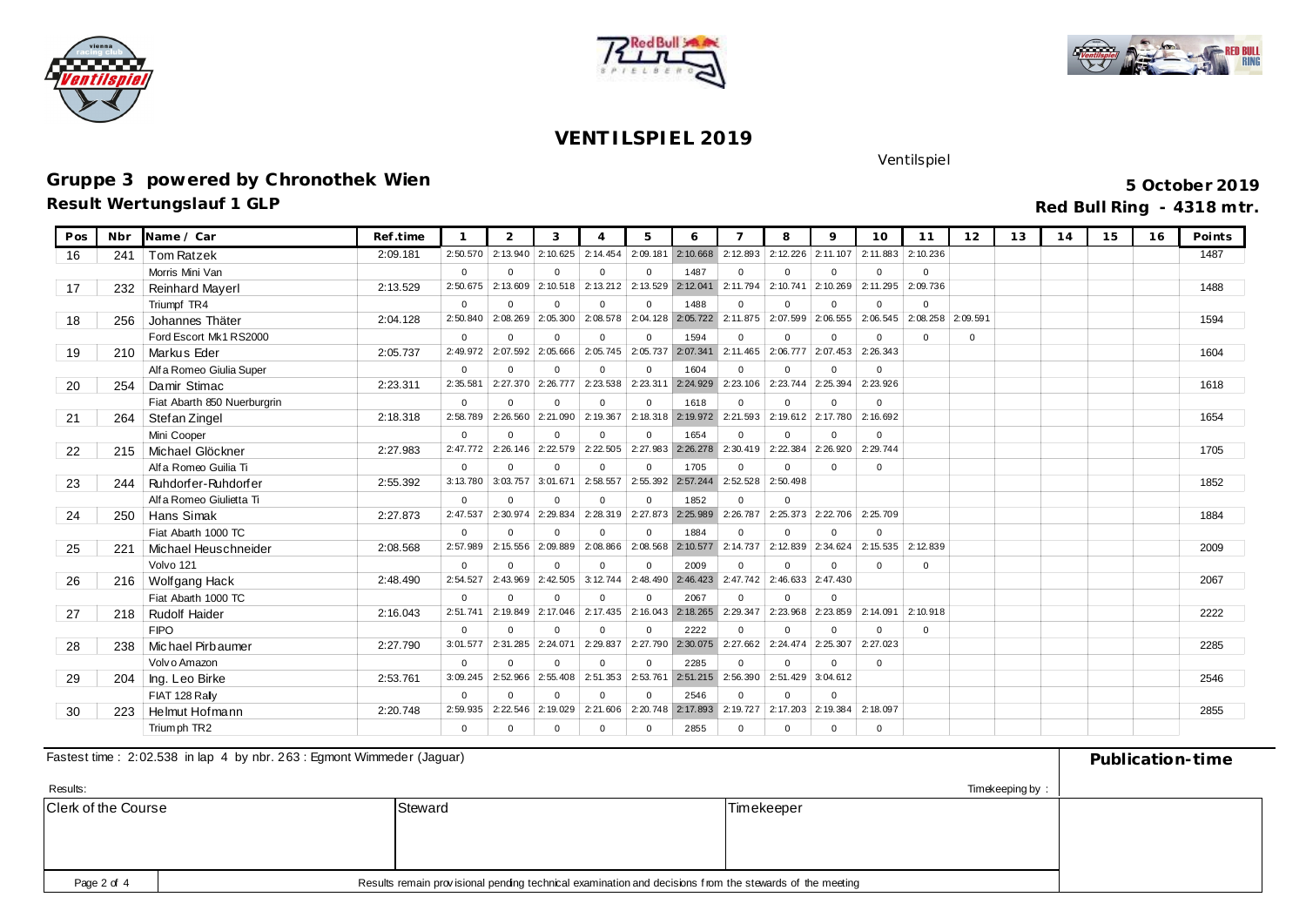# VENTILSPIEL 2019

Ventilspiel

## Gruppe 3 powered by Chronothek Wien

**5 October 2019**

### Result Wertungslauf 1 GLP

**Red Bull Ring - 4318 mtr.**

| Pos | Nbr | Name / Car | Ref.time | 1 | 2 | 3 | 4 | 5 | 6 | 7 | 8 | 9 | 10 | 11 | 12 | 13 | 14 | 15 | 16 | Points |
|---|---|---|---|---|---|---|---|---|---|---|---|---|---|---|---|---|---|---|---|---|
| 16 | 241 | Tom Ratzek | 2:09.181 | 2:50.570 | 2:13.940 | 2:10.625 | 2:14.454 | 2:09.181 | 2:10.668 | 2:12.893 | 2:12.226 | 2:11.107 | 2:11.883 | 2:10.236 | | | | | | 1487 |
| | | Morris Mini Van | | 0 | 0 | 0 | 0 | 0 | 1487 | 0 | 0 | 0 | 0 | 0 | | | | | | |
| 17 | 232 | Reinhard Mayerl | 2:13.529 | 2:50.675 | 2:13.609 | 2:10.518 | 2:13.212 | 2:13.529 | 2:12.041 | 2:11.794 | 2:10.741 | 2:10.269 | 2:11.295 | 2:09.736 | | | | | | 1488 |
| | | Triumpf TR4 | | 0 | 0 | 0 | 0 | 0 | 1488 | 0 | 0 | 0 | 0 | 0 | | | | | | |
| 18 | 256 | Johannes Thäter | 2:04.128 | 2:50.840 | 2:08.269 | 2:05.300 | 2:08.578 | 2:04.128 | 2:05.722 | 2:11.875 | 2:07.599 | 2:06.555 | 2:06.545 | 2:08.258 | 2:09.591 | | | | | 1594 |
| | | Ford Escort Mk1 RS2000 | | 0 | 0 | 0 | 0 | 0 | 1594 | 0 | 0 | 0 | 0 | 0 | 0 | | | | | |
| 19 | 210 | Markus Eder | 2:05.737 | 2:49.972 | 2:07.592 | 2:05.666 | 2:05.745 | 2:05.737 | 2:07.341 | 2:11.465 | 2:06.777 | 2:07.453 | 2:26.343 | | | | | | | 1604 |
| | | Alfa Romeo Giulia Super | | 0 | 0 | 0 | 0 | 0 | 1604 | 0 | 0 | 0 | 0 | | | | | | | |
| 20 | 254 | Damir Stimac | 2:23.311 | 2:35.581 | 2:27.370 | 2:26.777 | 2:23.538 | 2:23.311 | 2:24.929 | 2:23.106 | 2:23.744 | 2:25.394 | 2:23.926 | | | | | | | 1618 |
| | | Fiat Abarth 850 Nuerburgrin | | 0 | 0 | 0 | 0 | 0 | 1618 | 0 | 0 | 0 | 0 | | | | | | | |
| 21 | 264 | Stefan Zingel | 2:18.318 | 2:58.789 | 2:26.560 | 2:21.090 | 2:19.367 | 2:18.318 | 2:19.972 | 2:21.593 | 2:19.612 | 2:17.780 | 2:16.692 | | | | | | | 1654 |
| | | Mini Cooper | | 0 | 0 | 0 | 0 | 0 | 1654 | 0 | 0 | 0 | 0 | | | | | | | |
| 22 | 215 | Michael Glöckner | 2:27.983 | 2:47.772 | 2:26.146 | 2:22.579 | 2:22.505 | 2:27.983 | 2:26.278 | 2:30.419 | 2:22.384 | 2:26.920 | 2:29.744 | | | | | | | 1705 |
| | | Alfa Romeo Guilia Ti | | 0 | 0 | 0 | 0 | 0 | 1705 | 0 | 0 | 0 | 0 | | | | | | | |
| 23 | 244 | Ruhdorfer-Ruhdorfer | 2:55.392 | 3:13.780 | 3:03.757 | 3:01.671 | 2:58.557 | 2:55.392 | 2:57.244 | 2:52.528 | 2:50.498 | | | | | | | | | 1852 |
| | | Alfa Romeo Giulietta Ti | | 0 | 0 | 0 | 0 | 0 | 1852 | 0 | 0 | | | | | | | | | |
| 24 | 250 | Hans Simak | 2:27.873 | 2:47.537 | 2:30.974 | 2:29.834 | 2:28.319 | 2:27.873 | 2:25.989 | 2:26.787 | 2:25.373 | 2:22.706 | 2:25.709 | | | | | | | 1884 |
| | | Fiat Abarth 1000 TC | | 0 | 0 | 0 | 0 | 0 | 1884 | 0 | 0 | 0 | 0 | | | | | | | |
| 25 | 221 | Michael Heuschneider | 2:08.568 | 2:57.989 | 2:15.556 | 2:09.889 | 2:08.866 | 2:08.568 | 2:10.577 | 2:14.737 | 2:12.839 | 2:34.624 | 2:15.535 | 2:12.839 | | | | | | 2009 |
| | | Volvo 121 | | 0 | 0 | 0 | 0 | 0 | 2009 | 0 | 0 | 0 | 0 | 0 | | | | | | |
| 26 | 216 | Wolfgang Hack | 2:48.490 | 2:54.527 | 2:43.969 | 2:42.505 | 3:12.744 | 2:48.490 | 2:46.423 | 2:47.742 | 2:46.633 | 2:47.430 | | | | | | | | 2067 |
| | | Fiat Abarth 1000 TC | | 0 | 0 | 0 | 0 | 0 | 2067 | 0 | 0 | 0 | | | | | | | | |
| 27 | 218 | Rudolf Haider | 2:16.043 | 2:51.741 | 2:19.849 | 2:17.046 | 2:17.435 | 2:16.043 | 2:18.265 | 2:29.347 | 2:23.968 | 2:23.859 | 2:14.091 | 2:10.918 | | | | | | 2222 |
| | | FIPO | | 0 | 0 | 0 | 0 | 0 | 2222 | 0 | 0 | 0 | 0 | 0 | | | | | | |
| 28 | 238 | Michael Pirbaumer | 2:27.790 | 3:01.577 | 2:31.285 | 2:24.071 | 2:29.837 | 2:27.790 | 2:30.075 | 2:27.662 | 2:24.474 | 2:25.307 | 2:27.023 | | | | | | | 2285 |
| | | Volvo Amazon | | 0 | 0 | 0 | 0 | 0 | 2285 | 0 | 0 | 0 | 0 | | | | | | | |
| 29 | 204 | Ing. Leo Birke | 2:53.761 | 3:09.245 | 2:52.966 | 2:55.408 | 2:51.353 | 2:53.761 | 2:51.215 | 2:56.390 | 2:51.429 | 3:04.612 | | | | | | | | 2546 |
| | | FIAT 128 Rally | | 0 | 0 | 0 | 0 | 0 | 2546 | 0 | 0 | 0 | | | | | | | | |
| 30 | 223 | Helmut Hofmann | 2:20.748 | 2:59.935 | 2:22.546 | 2:19.029 | 2:21.606 | 2:20.748 | 2:17.893 | 2:19.727 | 2:17.203 | 2:19.384 | 2:18.097 | | | | | | | 2855 |
| | | Triumph TR2 | | 0 | 0 | 0 | 0 | 0 | 2855 | 0 | 0 | 0 | 0 | | | | | | | |

Fastest time : 2:02.538 in lap 4 by nbr. 263 : Egmont Wimmeder (Jaguar)

**Publication-time**

Results:

Timekeeping by :

| Clerk of the Course | Steward | Timekeeper |
|---|---|---|
| | | |

Results remain provisional pending technical examination and decisions from the stewards of the meeting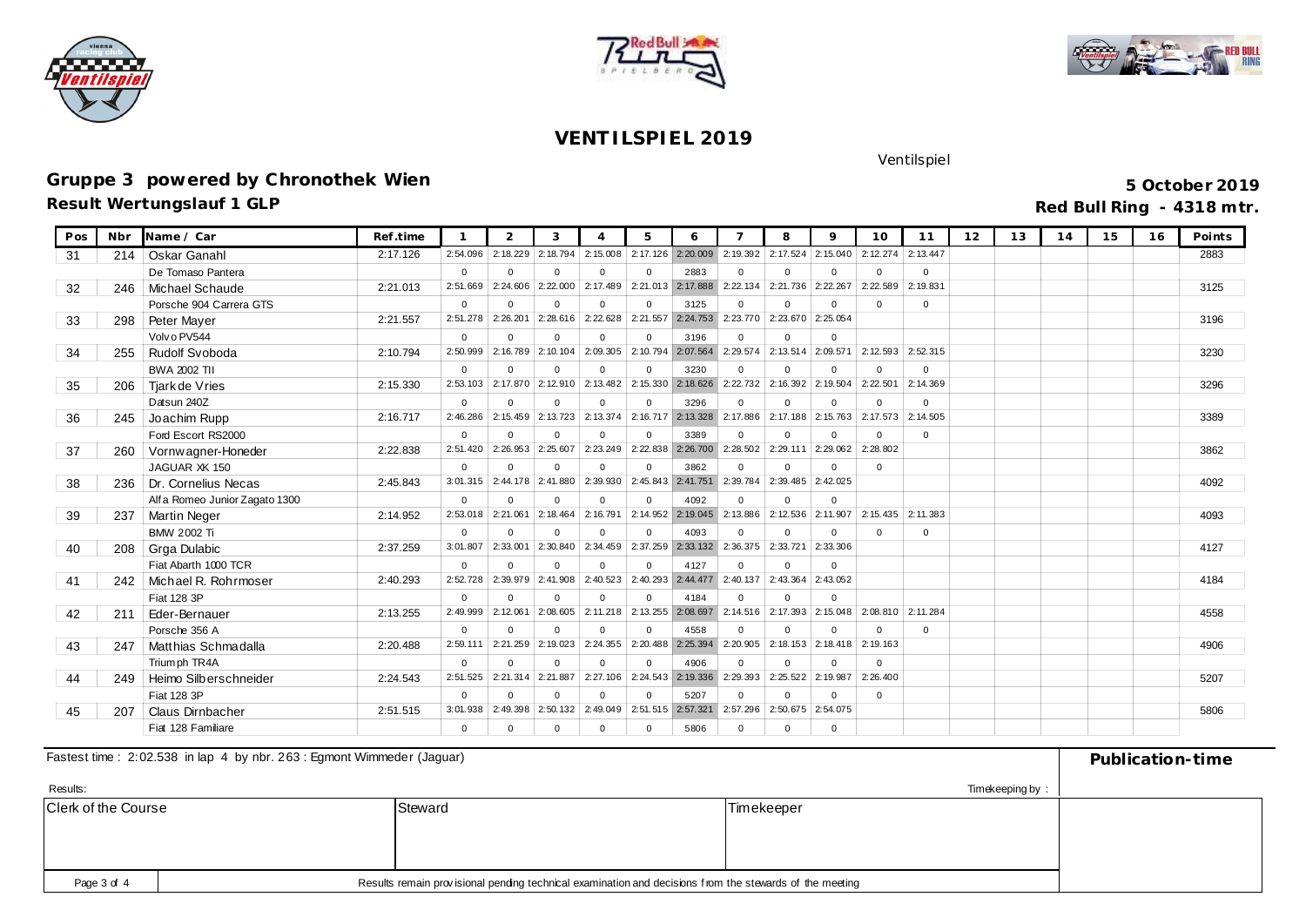# VENTILSPIEL 2019

Ventilspiel

## Gruppe 3 powered by Chronothek Wien

**5 October 2019**

### Result Wertungslauf 1 GLP

**Red Bull Ring - 4318 mtr.**

| Pos | Nbr | Name / Car | Ref.time | 1 | 2 | 3 | 4 | 5 | 6 | 7 | 8 | 9 | 10 | 11 | 12 | 13 | 14 | 15 | 16 | Points |
|---|---|---|---|---|---|---|---|---|---|---|---|---|---|---|---|---|---|---|---|---|
| 31 | 214 | Oskar Ganahl | 2:17.126 | 2:54.096 | 2:18.229 | 2:18.794 | 2:15.008 | 2:17.126 | 2:20.009 | 2:19.392 | 2:17.524 | 2:15.040 | 2:12.274 | 2:13.447 | | | | | | 2883 |
| | | De Tomaso Pantera | | 0 | 0 | 0 | 0 | 0 | 2883 | 0 | 0 | 0 | 0 | 0 | | | | | | |
| 32 | 246 | Michael Schaude | 2:21.013 | 2:51.669 | 2:24.606 | 2:22.000 | 2:17.489 | 2:21.013 | 2:17.888 | 2:22.134 | 2:21.736 | 2:22.267 | 2:22.589 | 2:19.831 | | | | | | 3125 |
| | | Porsche 904 Carrera GTS | | 0 | 0 | 0 | 0 | 0 | 3125 | 0 | 0 | 0 | 0 | 0 | | | | | | |
| 33 | 298 | Peter Mayer | 2:21.557 | 2:51.278 | 2:26.201 | 2:28.616 | 2:22.628 | 2:21.557 | 2:24.753 | 2:23.770 | 2:23.670 | 2:25.054 | | | | | | | | 3196 |
| | | Volvo PV544 | | 0 | 0 | 0 | 0 | 0 | 3196 | 0 | 0 | 0 | | | | | | | | |
| 34 | 255 | Rudolf Svoboda | 2:10.794 | 2:50.999 | 2:16.789 | 2:10.104 | 2:09.305 | 2:10.794 | 2:07.564 | 2:29.574 | 2:13.514 | 2:09.571 | 2:12.593 | 2:52.315 | | | | | | 3230 |
| | | BWA 2002 TII | | 0 | 0 | 0 | 0 | 0 | 3230 | 0 | 0 | 0 | 0 | 0 | | | | | | |
| 35 | 206 | Tjark de Vries | 2:15.330 | 2:53.103 | 2:17.870 | 2:12.910 | 2:13.482 | 2:15.330 | 2:18.626 | 2:22.732 | 2:16.392 | 2:19.504 | 2:22.501 | 2:14.369 | | | | | | 3296 |
| | | Datsun 240Z | | 0 | 0 | 0 | 0 | 0 | 3296 | 0 | 0 | 0 | 0 | 0 | | | | | | |
| 36 | 245 | Joachim Rupp | 2:16.717 | 2:46.286 | 2:15.459 | 2:13.723 | 2:13.374 | 2:16.717 | 2:13.328 | 2:17.886 | 2:17.188 | 2:15.763 | 2:17.573 | 2:14.505 | | | | | | 3389 |
| | | Ford Escort RS2000 | | 0 | 0 | 0 | 0 | 0 | 3389 | 0 | 0 | 0 | 0 | 0 | | | | | | |
| 37 | 260 | Vornwagner-Honeder | 2:22.838 | 2:51.420 | 2:26.953 | 2:25.607 | 2:23.249 | 2:22.838 | 2:26.700 | 2:28.502 | 2:29.111 | 2:29.062 | 2:28.802 | | | | | | | 3862 |
| | | JAGUAR XK 150 | | 0 | 0 | 0 | 0 | 0 | 3862 | 0 | 0 | 0 | 0 | | | | | | | |
| 38 | 236 | Dr. Cornelius Necas | 2:45.843 | 3:01.315 | 2:44.178 | 2:41.880 | 2:39.930 | 2:45.843 | 2:41.751 | 2:39.784 | 2:39.485 | 2:42.025 | | | | | | | | 4092 |
| | | Alfa Romeo Junior Zagato 1300 | | 0 | 0 | 0 | 0 | 0 | 4092 | 0 | 0 | 0 | | | | | | | | |
| 39 | 237 | Martin Neger | 2:14.952 | 2:53.018 | 2:21.061 | 2:18.464 | 2:16.791 | 2:14.952 | 2:19.045 | 2:13.886 | 2:12.536 | 2:11.907 | 2:15.435 | 2:11.383 | | | | | | 4093 |
| | | BMW 2002 Ti | | 0 | 0 | 0 | 0 | 0 | 4093 | 0 | 0 | 0 | 0 | 0 | | | | | | |
| 40 | 208 | Grga Dulabic | 2:37.259 | 3:01.807 | 2:33.001 | 2:30.840 | 2:34.459 | 2:37.259 | 2:33.132 | 2:36.375 | 2:33.721 | 2:33.306 | | | | | | | | 4127 |
| | | Fiat Abarth 1000 TCR | | 0 | 0 | 0 | 0 | 0 | 4127 | 0 | 0 | 0 | | | | | | | | |
| 41 | 242 | Michael R. Rohrmoser | 2:40.293 | 2:52.728 | 2:39.979 | 2:41.908 | 2:40.523 | 2:40.293 | 2:44.477 | 2:40.137 | 2:43.364 | 2:43.052 | | | | | | | | 4184 |
| | | Fiat 128 3P | | 0 | 0 | 0 | 0 | 0 | 4184 | 0 | 0 | 0 | | | | | | | | |
| 42 | 211 | Eder-Bernauer | 2:13.255 | 2:49.999 | 2:12.061 | 2:08.605 | 2:11.218 | 2:13.255 | 2:08.697 | 2:14.516 | 2:17.393 | 2:15.048 | 2:08.810 | 2:11.284 | | | | | | 4558 |
| | | Porsche 356 A | | 0 | 0 | 0 | 0 | 0 | 4558 | 0 | 0 | 0 | 0 | 0 | | | | | | |
| 43 | 247 | Matthias Schmadalla | 2:20.488 | 2:59.111 | 2:21.259 | 2:19.023 | 2:24.355 | 2:20.488 | 2:25.394 | 2:20.905 | 2:18.153 | 2:18.418 | 2:19.163 | | | | | | | 4906 |
| | | Triumph TR4A | | 0 | 0 | 0 | 0 | 0 | 4906 | 0 | 0 | 0 | 0 | | | | | | | |
| 44 | 249 | Heimo Silberschneider | 2:24.543 | 2:51.525 | 2:21.314 | 2:21.887 | 2:27.106 | 2:24.543 | 2:19.336 | 2:29.393 | 2:25.522 | 2:19.987 | 2:26.400 | | | | | | | 5207 |
| | | Fiat 128 3P | | 0 | 0 | 0 | 0 | 0 | 5207 | 0 | 0 | 0 | 0 | | | | | | | |
| 45 | 207 | Claus Dirnbacher | 2:51.515 | 3:01.938 | 2:49.398 | 2:50.132 | 2:49.049 | 2:51.515 | 2:57.321 | 2:57.296 | 2:50.675 | 2:54.075 | | | | | | | | 5806 |
| | | Fiat 128 Familiare | | 0 | 0 | 0 | 0 | 0 | 5806 | 0 | 0 | 0 | | | | | | | | |

Fastest time : 2:02.538 in lap 4 by nbr. 263 : Egmont Wimmeder (Jaguar)

**Publication-time**

Results:

Timekeeping by :

| Clerk of the Course | Steward | Timekeeper |
|---|---|---|
| | | |

Results remain provisional pending technical examination and decisions from the stewards of the meeting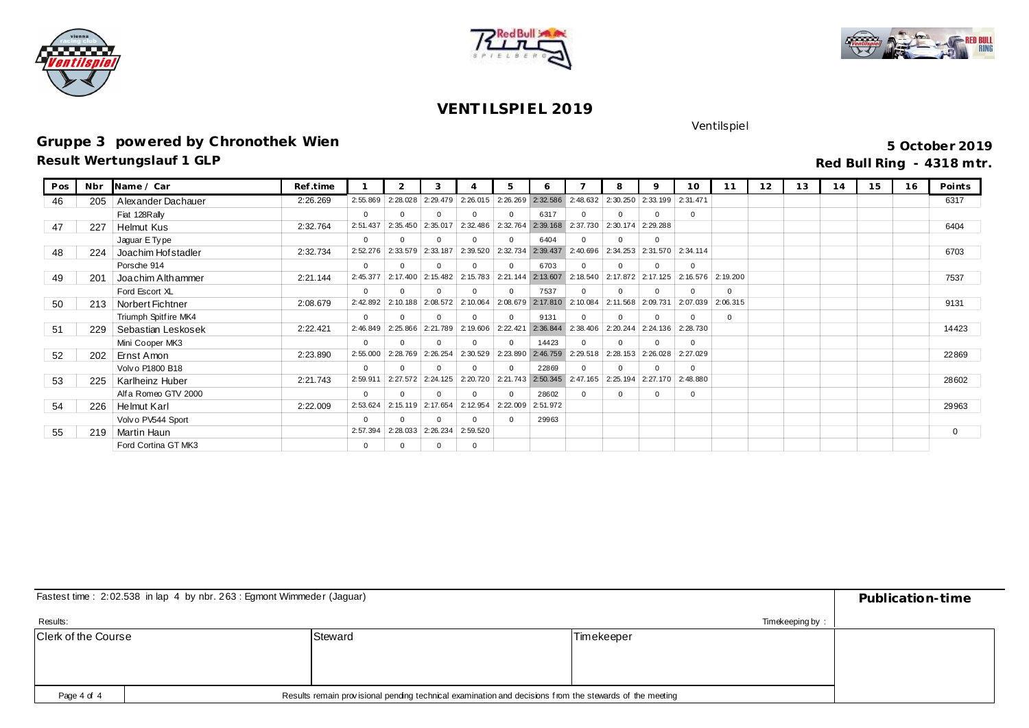# VENTILSPIEL 2019

Ventilspiel

## Gruppe 3 powered by Chronothek Wien

**Result Wertungslauf 1 GLP**

**5 October 2019**

**Red Bull Ring - 4318 mtr.**

| Pos | Nbr | Name / Car | Ref.time | 1 | 2 | 3 | 4 | 5 | 6 | 7 | 8 | 9 | 10 | 11 | 12 | 13 | 14 | 15 | 16 | Points |
|---|---|---|---|---|---|---|---|---|---|---|---|---|---|---|---|---|---|---|---|---|
| 46 | 205 | Alexander Dachauer | 2:26.269 | 2:55.869 | 2:28.028 | 2:29.479 | 2:26.015 | 2:26.269 | 2:32.586 | 2:48.632 | 2:30.250 | 2:33.199 | 2:31.471 | | | | | | | 6317 |
| | | Fiat 128Rally | | 0 | 0 | 0 | 0 | 0 | 6317 | 0 | 0 | 0 | 0 | | | | | | | |
| 47 | 227 | Helmut Kus | 2:32.764 | 2:51.437 | 2:35.450 | 2:35.017 | 2:32.486 | 2:32.764 | 2:39.168 | 2:37.730 | 2:30.174 | 2:29.288 | | | | | | | | 6404 |
| | | Jaguar E Type | | 0 | 0 | 0 | 0 | 0 | 6404 | 0 | 0 | 0 | | | | | | | | |
| 48 | 224 | Joachim Hofstadler | 2:32.734 | 2:52.276 | 2:33.579 | 2:33.187 | 2:39.520 | 2:32.734 | 2:39.437 | 2:40.696 | 2:34.253 | 2:31.570 | 2:34.114 | | | | | | | 6703 |
| | | Porsche 914 | | 0 | 0 | 0 | 0 | 0 | 6703 | 0 | 0 | 0 | 0 | | | | | | | |
| 49 | 201 | Joachim Althammer | 2:21.144 | 2:45.377 | 2:17.400 | 2:15.482 | 2:15.783 | 2:21.144 | 2:13.607 | 2:18.540 | 2:17.872 | 2:17.125 | 2:16.576 | 2:19.200 | | | | | | 7537 |
| | | Ford Escort XL | | 0 | 0 | 0 | 0 | 0 | 7537 | 0 | 0 | 0 | 0 | 0 | | | | | | |
| 50 | 213 | Norbert Fichtner | 2:08.679 | 2:42.892 | 2:10.188 | 2:08.572 | 2:10.064 | 2:08.679 | 2:17.810 | 2:10.084 | 2:11.568 | 2:09.731 | 2:07.039 | 2:06.315 | | | | | | 9131 |
| | | Triumph Spitfire MK4 | | 0 | 0 | 0 | 0 | 0 | 9131 | 0 | 0 | 0 | 0 | 0 | | | | | | |
| 51 | 229 | Sebastian Leskosek | 2:22.421 | 2:46.849 | 2:25.866 | 2:21.789 | 2:19.606 | 2:22.421 | 2:36.844 | 2:38.406 | 2:20.244 | 2:24.136 | 2:28.730 | | | | | | | 14423 |
| | | Mini Cooper MK3 | | 0 | 0 | 0 | 0 | 0 | 14423 | 0 | 0 | 0 | 0 | | | | | | | |
| 52 | 202 | Ernst Amon | 2:23.890 | 2:55.000 | 2:28.769 | 2:26.254 | 2:30.529 | 2:23.890 | 2:46.759 | 2:29.518 | 2:28.153 | 2:26.028 | 2:27.029 | | | | | | | 22869 |
| | | Volvo P1800 B18 | | 0 | 0 | 0 | 0 | 0 | 22869 | 0 | 0 | 0 | 0 | | | | | | | |
| 53 | 225 | Karlheinz Huber | 2:21.743 | 2:59.911 | 2:27.572 | 2:24.125 | 2:20.720 | 2:21.743 | 2:50.345 | 2:47.165 | 2:25.194 | 2:27.170 | 2:48.880 | | | | | | | 28602 |
| | | Alfa Romeo GTV 2000 | | 0 | 0 | 0 | 0 | 0 | 28602 | 0 | 0 | 0 | 0 | | | | | | | |
| 54 | 226 | Helmut Karl | 2:22.009 | 2:53.624 | 2:15.119 | 2:17.654 | 2:12.954 | 2:22.009 | 2:51.972 | | | | | | | | | | | 29963 |
| | | Volvo PV544 Sport | | 0 | 0 | 0 | 0 | 0 | 29963 | | | | | | | | | | | |
| 55 | 219 | Martin Haun | | 2:57.394 | 2:28.033 | 2:26.234 | 2:59.520 | | | | | | | | | | | | | 0 |
| | | Ford Cortina GT MK3 | | 0 | 0 | 0 | 0 | | | | | | | | | | | | | |

Fastest time : 2:02.538 in lap 4 by nbr. 263 : Egmont Wimmeder (Jaguar)

**Publication-time**

Results:

Timekeeping by :

| Clerk of the Course | Steward | Timekeeper |
|---|---|---|
| | | |

Results remain provisional pending technical examination and decisions from the stewards of the meeting